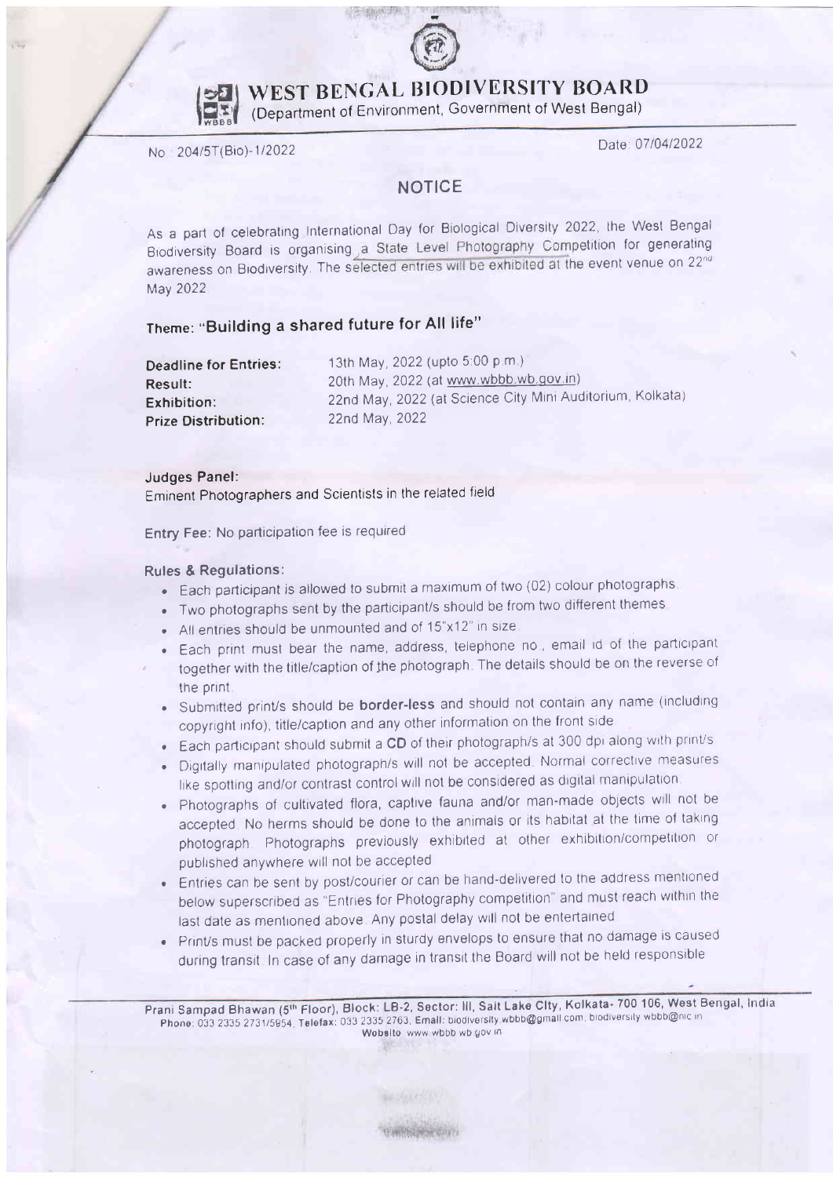# WEST BENGAL BIODIVERSITY BOARD

(Department of Environment, Government of West Bengal)

No : 204/5T(Bio)-1/2022

Date: 07/04/2022

## NOTICE

As a part of celebrating International Day for Biological Diversity 2022, the West Bengal Biodiversity Board is organising a State Level Photography Competition for generating awareness on Biodiversity. The selected entries will be exhibited at the event venue on 22nd May 2022

### Theme: "Building a shared future for All life"

**Deadline for Entries:** 13th May, 2022 (upto 5:00 p.m.)
**Result:** 20th May, 2022 (at www.wbbb.wb.gov.in)
**Exhibition:** 22nd May, 2022 (at Science City Mini Auditorium, Kolkata)
**Prize Distribution:** 22nd May, 2022

**Judges Panel:**
Eminent Photographers and Scientists in the related field

Entry Fee: No participation fee is required

**Rules & Regulations:**

- Each participant is allowed to submit a maximum of two (02) colour photographs.
- Two photographs sent by the participant/s should be from two different themes.
- All entries should be unmounted and of 15"x12" in size.
- Each print must bear the name, address, telephone no., email id of the participant together with the title/caption of the photograph. The details should be on the reverse of the print.
- Submitted print/s should be **border-less** and should not contain any name (including copyright info), title/caption and any other information on the front side.
- Each participant should submit a **CD** of their photograph/s at 300 dpi along with print/s.
- Digitally manipulated photograph/s will not be accepted. Normal corrective measures like spotting and/or contrast control will not be considered as digital manipulation.
- Photographs of cultivated flora, captive fauna and/or man-made objects will not be accepted. No herms should be done to the animals or its habitat at the time of taking photograph. Photographs previously exhibited at other exhibition/competition or published anywhere will not be accepted
- Entries can be sent by post/courier or can be hand-delivered to the address mentioned below superscribed as "Entries for Photography competition" and must reach within the last date as mentioned above. Any postal delay will not be entertained
- Print/s must be packed properly in sturdy envelops to ensure that no damage is caused during transit. In case of any damage in transit the Board will not be held responsible

Prani Sampad Bhawan (5th Floor), Block: LB-2, Sector: III, Salt Lake City, Kolkata- 700 106, West Bengal, India
Phone: 033 2335 2731/5954, Telefax: 033 2335 2763, Email: biodiversity.wbbb@gmail.com, biodiversity.wbbb@nic.in
Website: www.wbbb.wb.gov.in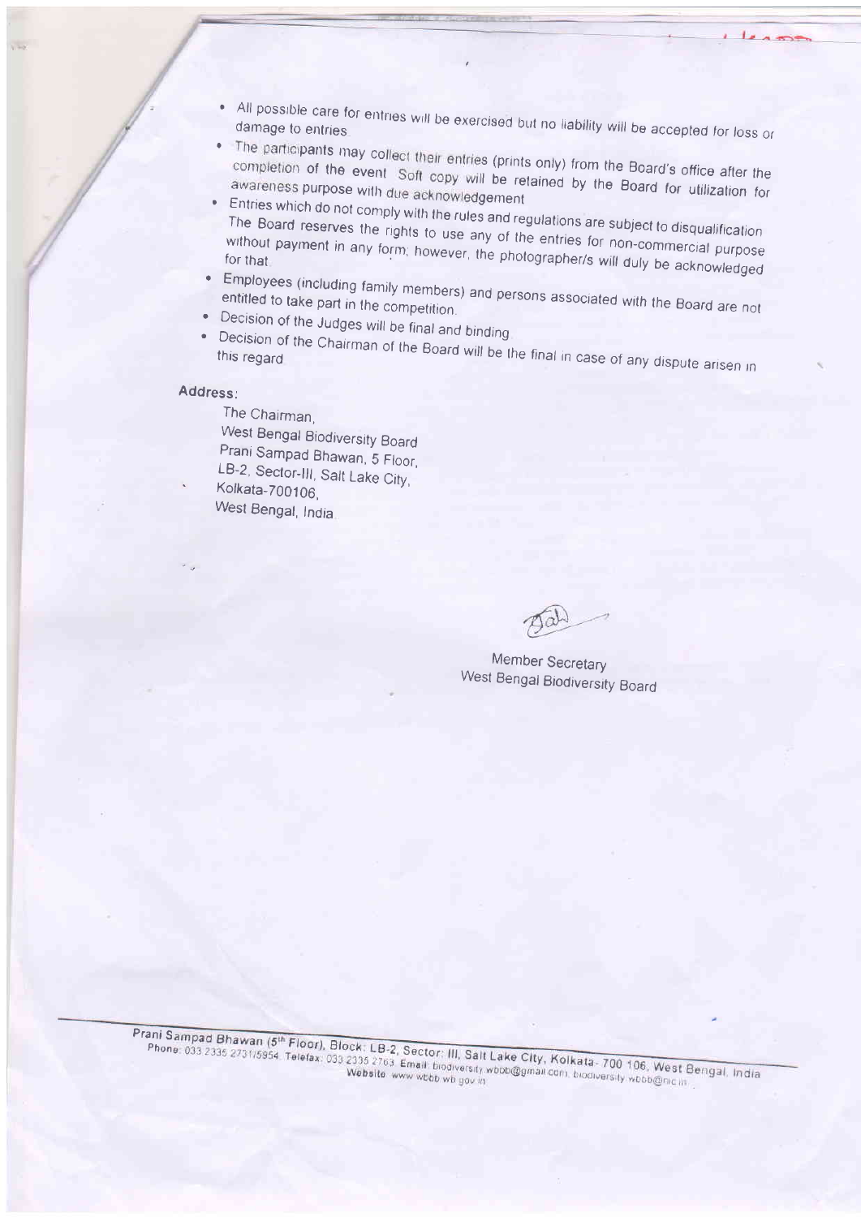- All possible care for entries will be exercised but no liability will be accepted for loss or damage to entries
- The participants may collect their entries (prints only) from the Board's office after the completion of the event Soft copy will be retained by the Board for utilization for awareness purpose with due acknowledgement
- Entries which do not comply with the rules and regulations are subject to disqualification The Board reserves the rights to use any of the entries for non-commercial purpose without payment in any form; however, the photographer/s will duly be acknowledged for that
- Employees (including family members) and persons associated with the Board are not entitled to take part in the competition.
- Decision of the Judges will be final and binding
- Decision of the Chairman of the Board will be the final in case of any dispute arisen in this regard

**Address:**

The Chairman,
West Bengal Biodiversity Board
Prani Sampad Bhawan, 5 Floor,
LB-2, Sector-III, Salt Lake City,
Kolkata-700106,
West Bengal, India

Member Secretary
West Bengal Biodiversity Board

**Prani Sampad Bhawan (5th Floor), Block: LB-2, Sector: III, Salt Lake City, Kolkata - 700 106, West Bengal, India**
Phone: 033 2335 2731/5954 Telefax: 033 2335 2763 Email: biodiversity.wbbb@gmail.com, biodiversity.wbbb@nic.in
Website: www.wbbb.wb.gov.in